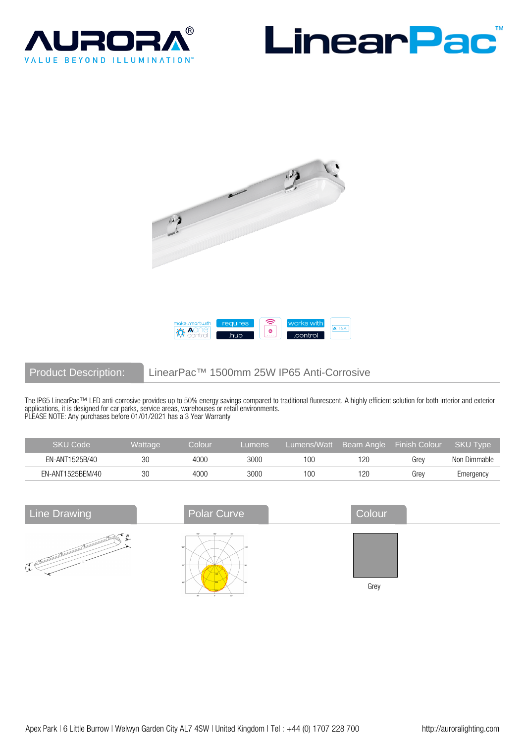# AURORA®

VALUE BEYOND ILLUMINATION™

# LinearPac™

make smart with A one control | requires .hub | works with .control

## Product Description: LinearPac™ 1500mm 25W IP65 Anti-Corrosive

The IP65 LinearPac™ LED anti-corrosive provides up to 50% energy savings compared to traditional fluorescent. A highly efficient solution for both interior and exterior applications, it is designed for car parks, service areas, warehouses or retail environments.
PLEASE NOTE: Any purchases before 01/01/2021 has a 3 Year Warranty

| SKU Code | Wattage | Colour | Lumens | Lumens/Watt | Beam Angle | Finish Colour | SKU Type |
|---|---|---|---|---|---|---|---|
| EN-ANT1525B/40 | 30 | 4000 | 3000 | 100 | 120 | Grey | Non Dimmable |
| EN-ANT1525BEM/40 | 30 | 4000 | 3000 | 100 | 120 | Grey | Emergency |

## Line Drawing

## Polar Curve

## Colour

Grey

Apex Park | 6 Little Burrow | Welwyn Garden City AL7 4SW | United Kingdom | Tel : +44 (0) 1707 228 700 http://auroralighting.com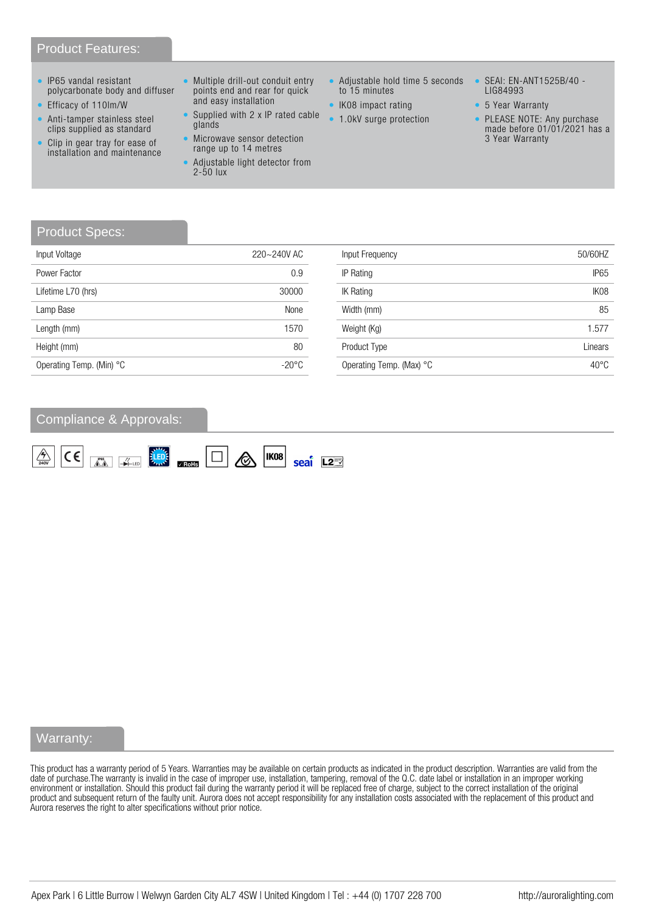## Product Features:

- IP65 vandal resistant polycarbonate body and diffuser
- Efficacy of 110lm/W
- Anti-tamper stainless steel clips supplied as standard
- Clip in gear tray for ease of installation and maintenance
- Multiple drill-out conduit entry points end and rear for quick and easy installation
- Supplied with 2 x IP rated cable glands
- Microwave sensor detection range up to 14 metres
- Adjustable light detector from 2-50 lux
- Adjustable hold time 5 seconds to 15 minutes
- IK08 impact rating
- 1.0kV surge protection
- SEAI: EN-ANT1525B/40 - LIG84993
- 5 Year Warranty
- PLEASE NOTE: Any purchase made before 01/01/2021 has a 3 Year Warranty

## Product Specs:

| | | | |
|---|---|---|---|
| Input Voltage | 220~240V AC | Input Frequency | 50/60HZ |
| Power Factor | 0.9 | IP Rating | IP65 |
| Lifetime L70 (hrs) | 30000 | IK Rating | IK08 |
| Lamp Base | None | Width (mm) | 85 |
| Length (mm) | 1570 | Weight (Kg) | 1.577 |
| Height (mm) | 80 | Product Type | Linears |
| Operating Temp. (Min) °C | -20°C | Operating Temp. (Max) °C | 40°C |

## Compliance & Approvals:

240V CE IP65 LED LED RoHS IK08 seai L2

## Warranty:

This product has a warranty period of 5 Years. Warranties may be available on certain products as indicated in the product description. Warranties are valid from the date of purchase.The warranty is invalid in the case of improper use, installation, tampering, removal of the Q.C. date label or installation in an improper working environment or installation. Should this product fail during the warranty period it will be replaced free of charge, subject to the correct installation of the original product and subsequent return of the faulty unit. Aurora does not accept responsibility for any installation costs associated with the replacement of this product and Aurora reserves the right to alter specifications without prior notice.

Apex Park | 6 Little Burrow | Welwyn Garden City AL7 4SW | United Kingdom | Tel : +44 (0) 1707 228 700    http://auroralighting.com